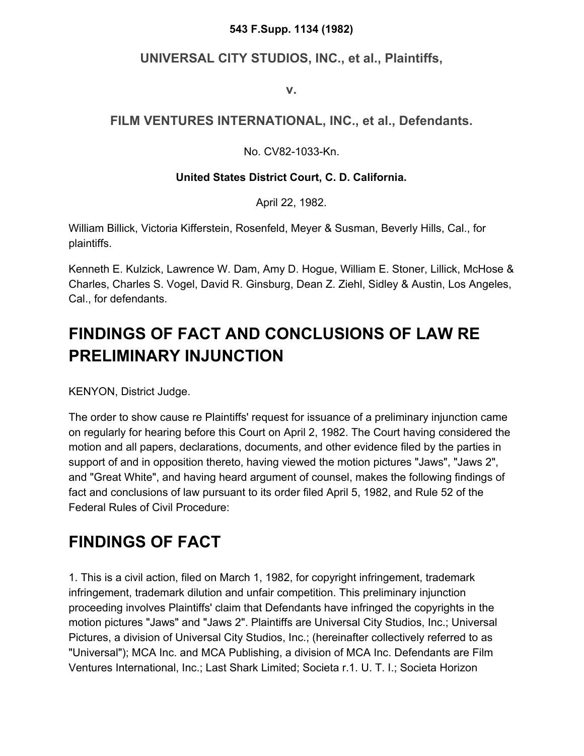**543 F.Supp. 1134 (1982)**

**UNIVERSAL CITY STUDIOS, INC., et al., Plaintiffs,**

**v.**

**FILM VENTURES INTERNATIONAL, INC., et al., Defendants.**

No. CV82-1033-Kn.

**United States District Court, C. D. California.**

April 22, 1982.

William Billick, Victoria Kifferstein, Rosenfeld, Meyer & Susman, Beverly Hills, Cal., for plaintiffs.

Kenneth E. Kulzick, Lawrence W. Dam, Amy D. Hogue, William E. Stoner, Lillick, McHose & Charles, Charles S. Vogel, David R. Ginsburg, Dean Z. Ziehl, Sidley & Austin, Los Angeles, Cal., for defendants.

# FINDINGS OF FACT AND CONCLUSIONS OF LAW RE PRELIMINARY INJUNCTION

KENYON, District Judge.

The order to show cause re Plaintiffs' request for issuance of a preliminary injunction came on regularly for hearing before this Court on April 2, 1982. The Court having considered the motion and all papers, declarations, documents, and other evidence filed by the parties in support of and in opposition thereto, having viewed the motion pictures "Jaws", "Jaws 2", and "Great White", and having heard argument of counsel, makes the following findings of fact and conclusions of law pursuant to its order filed April 5, 1982, and Rule 52 of the Federal Rules of Civil Procedure:

# FINDINGS OF FACT

1. This is a civil action, filed on March 1, 1982, for copyright infringement, trademark infringement, trademark dilution and unfair competition. This preliminary injunction proceeding involves Plaintiffs' claim that Defendants have infringed the copyrights in the motion pictures "Jaws" and "Jaws 2". Plaintiffs are Universal City Studios, Inc.; Universal Pictures, a division of Universal City Studios, Inc.; (hereinafter collectively referred to as "Universal"); MCA Inc. and MCA Publishing, a division of MCA Inc. Defendants are Film Ventures International, Inc.; Last Shark Limited; Societa r.1. U. T. I.; Societa Horizon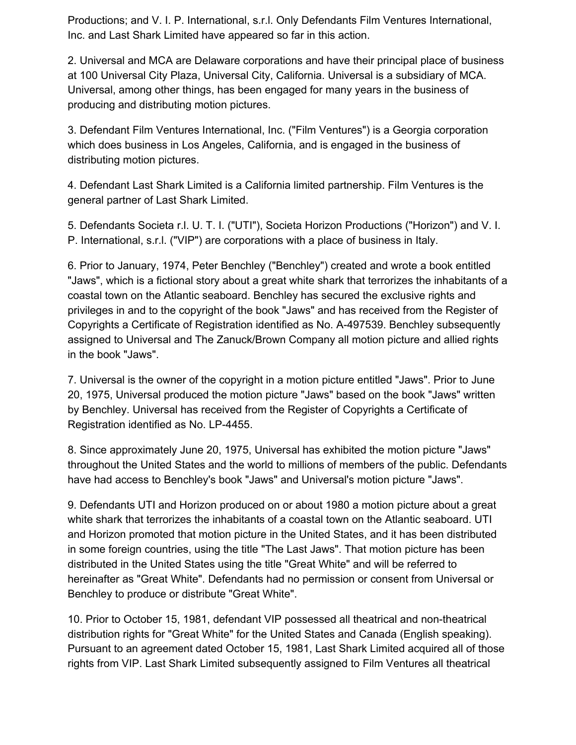Productions; and V. I. P. International, s.r.l. Only Defendants Film Ventures International, Inc. and Last Shark Limited have appeared so far in this action.

2. Universal and MCA are Delaware corporations and have their principal place of business at 100 Universal City Plaza, Universal City, California. Universal is a subsidiary of MCA. Universal, among other things, has been engaged for many years in the business of producing and distributing motion pictures.

3. Defendant Film Ventures International, Inc. ("Film Ventures") is a Georgia corporation which does business in Los Angeles, California, and is engaged in the business of distributing motion pictures.

4. Defendant Last Shark Limited is a California limited partnership. Film Ventures is the general partner of Last Shark Limited.

5. Defendants Societa r.l. U. T. I. ("UTI"), Societa Horizon Productions ("Horizon") and V. I. P. International, s.r.l. ("VIP") are corporations with a place of business in Italy.

6. Prior to January, 1974, Peter Benchley ("Benchley") created and wrote a book entitled "Jaws", which is a fictional story about a great white shark that terrorizes the inhabitants of a coastal town on the Atlantic seaboard. Benchley has secured the exclusive rights and privileges in and to the copyright of the book "Jaws" and has received from the Register of Copyrights a Certificate of Registration identified as No. A-497539. Benchley subsequently assigned to Universal and The Zanuck/Brown Company all motion picture and allied rights in the book "Jaws".

7. Universal is the owner of the copyright in a motion picture entitled "Jaws". Prior to June 20, 1975, Universal produced the motion picture "Jaws" based on the book "Jaws" written by Benchley. Universal has received from the Register of Copyrights a Certificate of Registration identified as No. LP-4455.

8. Since approximately June 20, 1975, Universal has exhibited the motion picture "Jaws" throughout the United States and the world to millions of members of the public. Defendants have had access to Benchley's book "Jaws" and Universal's motion picture "Jaws".

9. Defendants UTI and Horizon produced on or about 1980 a motion picture about a great white shark that terrorizes the inhabitants of a coastal town on the Atlantic seaboard. UTI and Horizon promoted that motion picture in the United States, and it has been distributed in some foreign countries, using the title "The Last Jaws". That motion picture has been distributed in the United States using the title "Great White" and will be referred to hereinafter as "Great White". Defendants had no permission or consent from Universal or Benchley to produce or distribute "Great White".

10. Prior to October 15, 1981, defendant VIP possessed all theatrical and non-theatrical distribution rights for "Great White" for the United States and Canada (English speaking). Pursuant to an agreement dated October 15, 1981, Last Shark Limited acquired all of those rights from VIP. Last Shark Limited subsequently assigned to Film Ventures all theatrical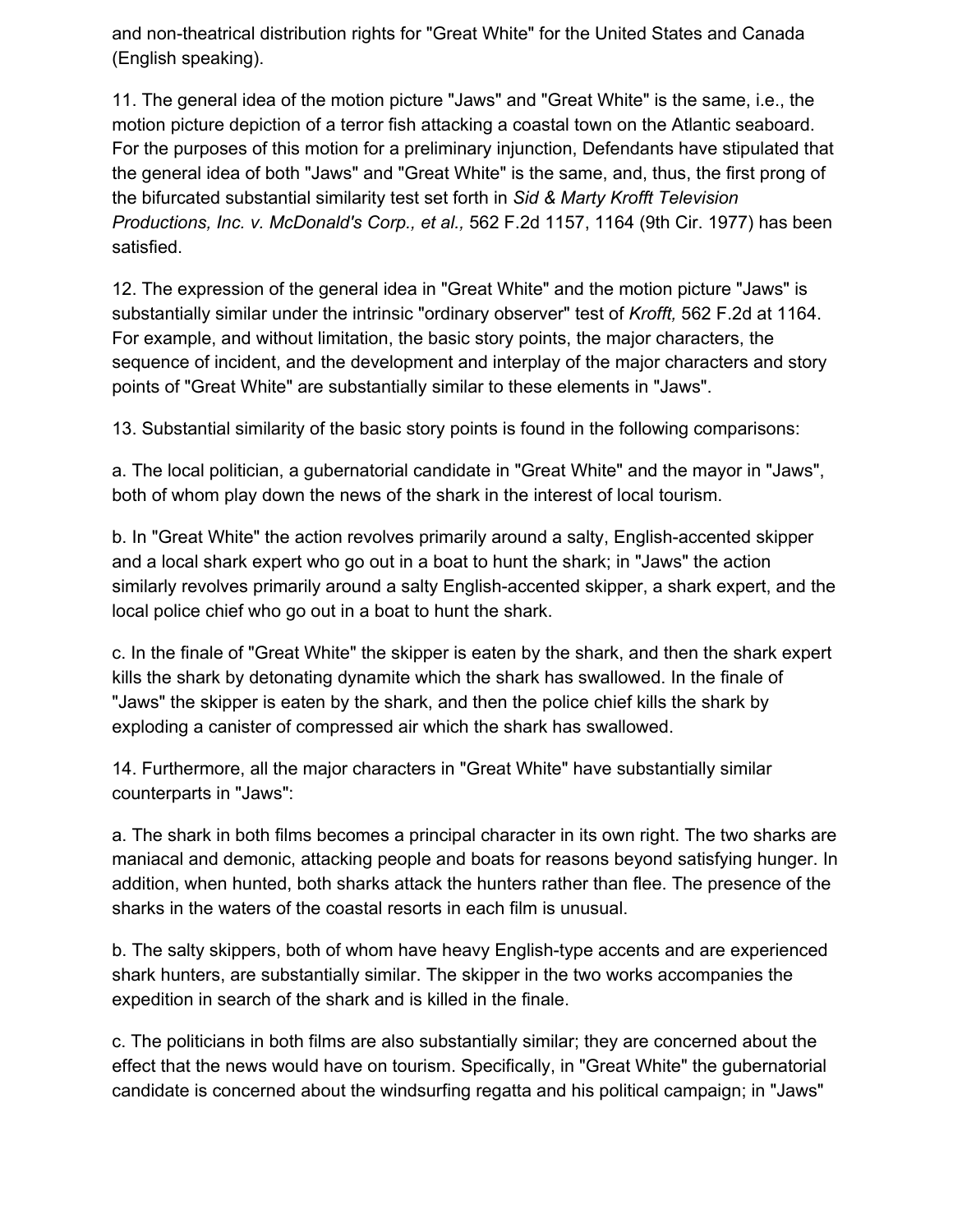and non-theatrical distribution rights for "Great White" for the United States and Canada (English speaking).

11. The general idea of the motion picture "Jaws" and "Great White" is the same, i.e., the motion picture depiction of a terror fish attacking a coastal town on the Atlantic seaboard. For the purposes of this motion for a preliminary injunction, Defendants have stipulated that the general idea of both "Jaws" and "Great White" is the same, and, thus, the first prong of the bifurcated substantial similarity test set forth in *Sid & Marty Krofft Television Productions, Inc. v. McDonald's Corp., et al.,* 562 F.2d 1157, 1164 (9th Cir. 1977) has been satisfied.

12. The expression of the general idea in "Great White" and the motion picture "Jaws" is substantially similar under the intrinsic "ordinary observer" test of *Krofft,* 562 F.2d at 1164. For example, and without limitation, the basic story points, the major characters, the sequence of incident, and the development and interplay of the major characters and story points of "Great White" are substantially similar to these elements in "Jaws".

13. Substantial similarity of the basic story points is found in the following comparisons:

a. The local politician, a gubernatorial candidate in "Great White" and the mayor in "Jaws", both of whom play down the news of the shark in the interest of local tourism.

b. In "Great White" the action revolves primarily around a salty, English-accented skipper and a local shark expert who go out in a boat to hunt the shark; in "Jaws" the action similarly revolves primarily around a salty English-accented skipper, a shark expert, and the local police chief who go out in a boat to hunt the shark.

c. In the finale of "Great White" the skipper is eaten by the shark, and then the shark expert kills the shark by detonating dynamite which the shark has swallowed. In the finale of "Jaws" the skipper is eaten by the shark, and then the police chief kills the shark by exploding a canister of compressed air which the shark has swallowed.

14. Furthermore, all the major characters in "Great White" have substantially similar counterparts in "Jaws":

a. The shark in both films becomes a principal character in its own right. The two sharks are maniacal and demonic, attacking people and boats for reasons beyond satisfying hunger. In addition, when hunted, both sharks attack the hunters rather than flee. The presence of the sharks in the waters of the coastal resorts in each film is unusual.

b. The salty skippers, both of whom have heavy English-type accents and are experienced shark hunters, are substantially similar. The skipper in the two works accompanies the expedition in search of the shark and is killed in the finale.

c. The politicians in both films are also substantially similar; they are concerned about the effect that the news would have on tourism. Specifically, in "Great White" the gubernatorial candidate is concerned about the windsurfing regatta and his political campaign; in "Jaws"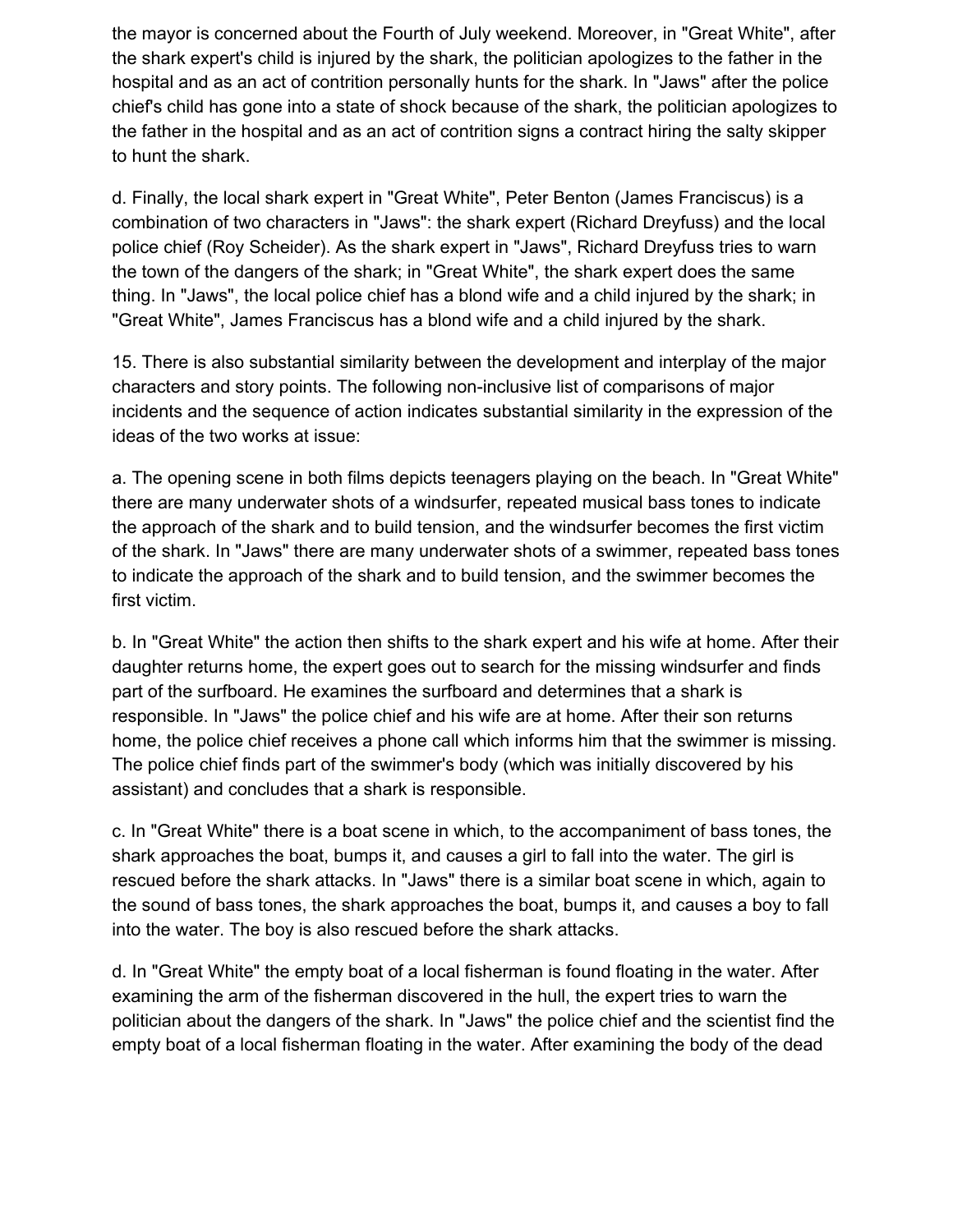the mayor is concerned about the Fourth of July weekend. Moreover, in "Great White", after the shark expert's child is injured by the shark, the politician apologizes to the father in the hospital and as an act of contrition personally hunts for the shark. In "Jaws" after the police chief's child has gone into a state of shock because of the shark, the politician apologizes to the father in the hospital and as an act of contrition signs a contract hiring the salty skipper to hunt the shark.

d. Finally, the local shark expert in "Great White", Peter Benton (James Franciscus) is a combination of two characters in "Jaws": the shark expert (Richard Dreyfuss) and the local police chief (Roy Scheider). As the shark expert in "Jaws", Richard Dreyfuss tries to warn the town of the dangers of the shark; in "Great White", the shark expert does the same thing. In "Jaws", the local police chief has a blond wife and a child injured by the shark; in "Great White", James Franciscus has a blond wife and a child injured by the shark.

15. There is also substantial similarity between the development and interplay of the major characters and story points. The following non-inclusive list of comparisons of major incidents and the sequence of action indicates substantial similarity in the expression of the ideas of the two works at issue:

a. The opening scene in both films depicts teenagers playing on the beach. In "Great White" there are many underwater shots of a windsurfer, repeated musical bass tones to indicate the approach of the shark and to build tension, and the windsurfer becomes the first victim of the shark. In "Jaws" there are many underwater shots of a swimmer, repeated bass tones to indicate the approach of the shark and to build tension, and the swimmer becomes the first victim.

b. In "Great White" the action then shifts to the shark expert and his wife at home. After their daughter returns home, the expert goes out to search for the missing windsurfer and finds part of the surfboard. He examines the surfboard and determines that a shark is responsible. In "Jaws" the police chief and his wife are at home. After their son returns home, the police chief receives a phone call which informs him that the swimmer is missing. The police chief finds part of the swimmer's body (which was initially discovered by his assistant) and concludes that a shark is responsible.

c. In "Great White" there is a boat scene in which, to the accompaniment of bass tones, the shark approaches the boat, bumps it, and causes a girl to fall into the water. The girl is rescued before the shark attacks. In "Jaws" there is a similar boat scene in which, again to the sound of bass tones, the shark approaches the boat, bumps it, and causes a boy to fall into the water. The boy is also rescued before the shark attacks.

d. In "Great White" the empty boat of a local fisherman is found floating in the water. After examining the arm of the fisherman discovered in the hull, the expert tries to warn the politician about the dangers of the shark. In "Jaws" the police chief and the scientist find the empty boat of a local fisherman floating in the water. After examining the body of the dead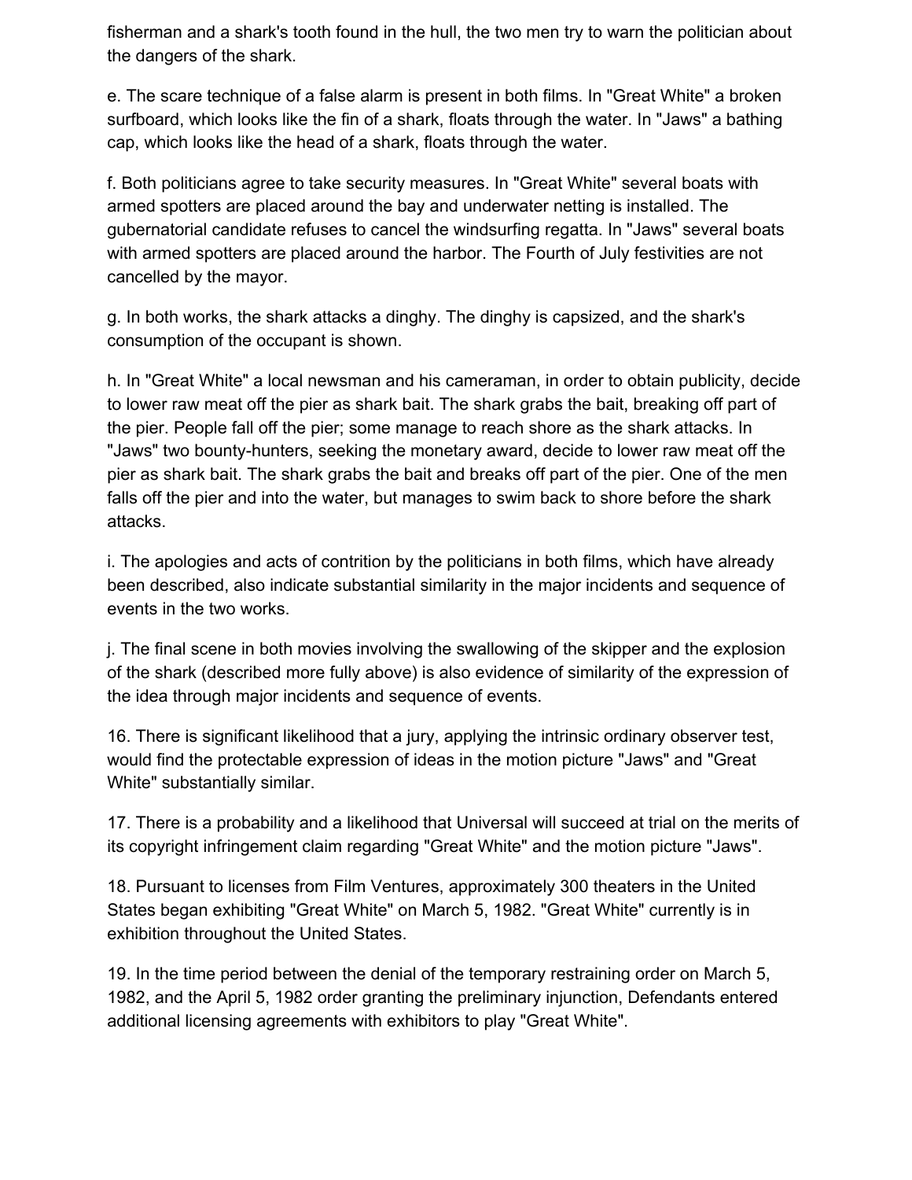fisherman and a shark's tooth found in the hull, the two men try to warn the politician about the dangers of the shark.

e. The scare technique of a false alarm is present in both films. In "Great White" a broken surfboard, which looks like the fin of a shark, floats through the water. In "Jaws" a bathing cap, which looks like the head of a shark, floats through the water.

f. Both politicians agree to take security measures. In "Great White" several boats with armed spotters are placed around the bay and underwater netting is installed. The gubernatorial candidate refuses to cancel the windsurfing regatta. In "Jaws" several boats with armed spotters are placed around the harbor. The Fourth of July festivities are not cancelled by the mayor.

g. In both works, the shark attacks a dinghy. The dinghy is capsized, and the shark's consumption of the occupant is shown.

h. In "Great White" a local newsman and his cameraman, in order to obtain publicity, decide to lower raw meat off the pier as shark bait. The shark grabs the bait, breaking off part of the pier. People fall off the pier; some manage to reach shore as the shark attacks. In "Jaws" two bounty-hunters, seeking the monetary award, decide to lower raw meat off the pier as shark bait. The shark grabs the bait and breaks off part of the pier. One of the men falls off the pier and into the water, but manages to swim back to shore before the shark attacks.

i. The apologies and acts of contrition by the politicians in both films, which have already been described, also indicate substantial similarity in the major incidents and sequence of events in the two works.

j. The final scene in both movies involving the swallowing of the skipper and the explosion of the shark (described more fully above) is also evidence of similarity of the expression of the idea through major incidents and sequence of events.

16. There is significant likelihood that a jury, applying the intrinsic ordinary observer test, would find the protectable expression of ideas in the motion picture "Jaws" and "Great White" substantially similar.

17. There is a probability and a likelihood that Universal will succeed at trial on the merits of its copyright infringement claim regarding "Great White" and the motion picture "Jaws".

18. Pursuant to licenses from Film Ventures, approximately 300 theaters in the United States began exhibiting "Great White" on March 5, 1982. "Great White" currently is in exhibition throughout the United States.

19. In the time period between the denial of the temporary restraining order on March 5, 1982, and the April 5, 1982 order granting the preliminary injunction, Defendants entered additional licensing agreements with exhibitors to play "Great White".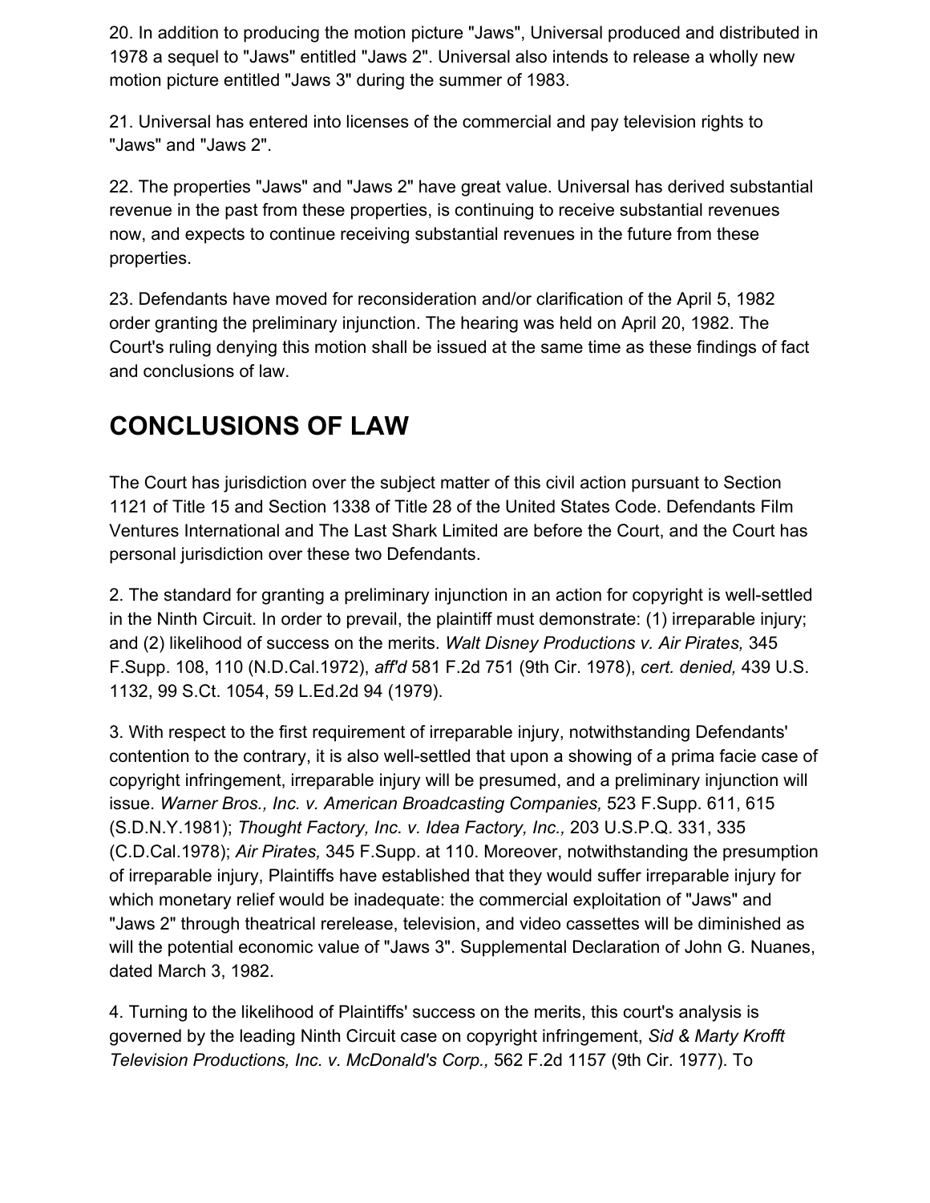20. In addition to producing the motion picture "Jaws", Universal produced and distributed in 1978 a sequel to "Jaws" entitled "Jaws 2". Universal also intends to release a wholly new motion picture entitled "Jaws 3" during the summer of 1983.

21. Universal has entered into licenses of the commercial and pay television rights to "Jaws" and "Jaws 2".

22. The properties "Jaws" and "Jaws 2" have great value. Universal has derived substantial revenue in the past from these properties, is continuing to receive substantial revenues now, and expects to continue receiving substantial revenues in the future from these properties.

23. Defendants have moved for reconsideration and/or clarification of the April 5, 1982 order granting the preliminary injunction. The hearing was held on April 20, 1982. The Court's ruling denying this motion shall be issued at the same time as these findings of fact and conclusions of law.

## CONCLUSIONS OF LAW

The Court has jurisdiction over the subject matter of this civil action pursuant to Section 1121 of Title 15 and Section 1338 of Title 28 of the United States Code. Defendants Film Ventures International and The Last Shark Limited are before the Court, and the Court has personal jurisdiction over these two Defendants.

2. The standard for granting a preliminary injunction in an action for copyright is well-settled in the Ninth Circuit. In order to prevail, the plaintiff must demonstrate: (1) irreparable injury; and (2) likelihood of success on the merits. *Walt Disney Productions v. Air Pirates,* 345 F.Supp. 108, 110 (N.D.Cal.1972), *aff'd* 581 F.2d 751 (9th Cir. 1978), *cert. denied,* 439 U.S. 1132, 99 S.Ct. 1054, 59 L.Ed.2d 94 (1979).

3. With respect to the first requirement of irreparable injury, notwithstanding Defendants' contention to the contrary, it is also well-settled that upon a showing of a prima facie case of copyright infringement, irreparable injury will be presumed, and a preliminary injunction will issue. *Warner Bros., Inc. v. American Broadcasting Companies,* 523 F.Supp. 611, 615 (S.D.N.Y.1981); *Thought Factory, Inc. v. Idea Factory, Inc.,* 203 U.S.P.Q. 331, 335 (C.D.Cal.1978); *Air Pirates,* 345 F.Supp. at 110. Moreover, notwithstanding the presumption of irreparable injury, Plaintiffs have established that they would suffer irreparable injury for which monetary relief would be inadequate: the commercial exploitation of "Jaws" and "Jaws 2" through theatrical rerelease, television, and video cassettes will be diminished as will the potential economic value of "Jaws 3". Supplemental Declaration of John G. Nuanes, dated March 3, 1982.

4. Turning to the likelihood of Plaintiffs' success on the merits, this court's analysis is governed by the leading Ninth Circuit case on copyright infringement, *Sid & Marty Krofft Television Productions, Inc. v. McDonald's Corp.,* 562 F.2d 1157 (9th Cir. 1977). To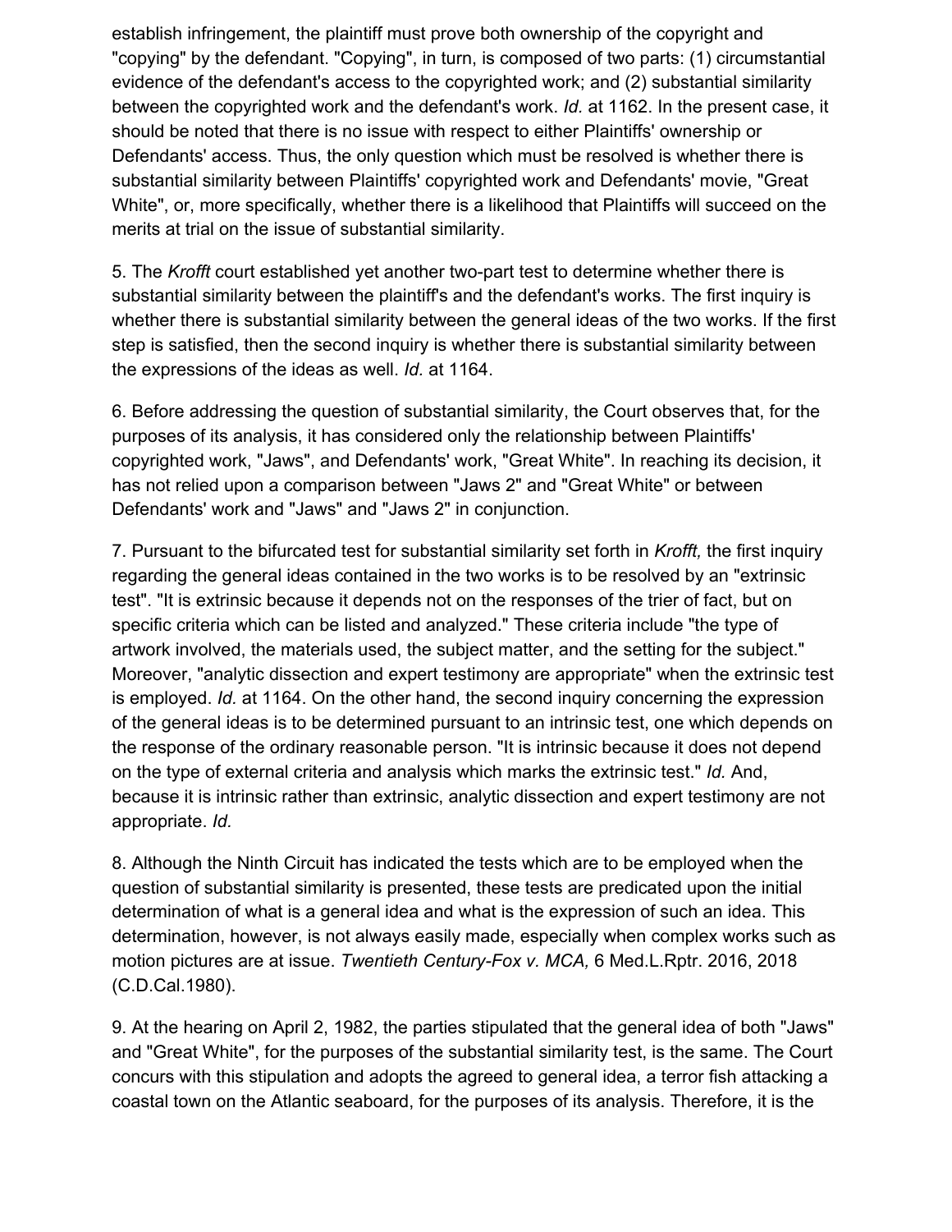establish infringement, the plaintiff must prove both ownership of the copyright and "copying" by the defendant. "Copying", in turn, is composed of two parts: (1) circumstantial evidence of the defendant's access to the copyrighted work; and (2) substantial similarity between the copyrighted work and the defendant's work. *Id.* at 1162. In the present case, it should be noted that there is no issue with respect to either Plaintiffs' ownership or Defendants' access. Thus, the only question which must be resolved is whether there is substantial similarity between Plaintiffs' copyrighted work and Defendants' movie, "Great White", or, more specifically, whether there is a likelihood that Plaintiffs will succeed on the merits at trial on the issue of substantial similarity.

5. The *Krofft* court established yet another two-part test to determine whether there is substantial similarity between the plaintiff's and the defendant's works. The first inquiry is whether there is substantial similarity between the general ideas of the two works. If the first step is satisfied, then the second inquiry is whether there is substantial similarity between the expressions of the ideas as well. *Id.* at 1164.

6. Before addressing the question of substantial similarity, the Court observes that, for the purposes of its analysis, it has considered only the relationship between Plaintiffs' copyrighted work, "Jaws", and Defendants' work, "Great White". In reaching its decision, it has not relied upon a comparison between "Jaws 2" and "Great White" or between Defendants' work and "Jaws" and "Jaws 2" in conjunction.

7. Pursuant to the bifurcated test for substantial similarity set forth in *Krofft,* the first inquiry regarding the general ideas contained in the two works is to be resolved by an "extrinsic test". "It is extrinsic because it depends not on the responses of the trier of fact, but on specific criteria which can be listed and analyzed." These criteria include "the type of artwork involved, the materials used, the subject matter, and the setting for the subject." Moreover, "analytic dissection and expert testimony are appropriate" when the extrinsic test is employed. *Id.* at 1164. On the other hand, the second inquiry concerning the expression of the general ideas is to be determined pursuant to an intrinsic test, one which depends on the response of the ordinary reasonable person. "It is intrinsic because it does not depend on the type of external criteria and analysis which marks the extrinsic test." *Id.* And, because it is intrinsic rather than extrinsic, analytic dissection and expert testimony are not appropriate. *Id.*

8. Although the Ninth Circuit has indicated the tests which are to be employed when the question of substantial similarity is presented, these tests are predicated upon the initial determination of what is a general idea and what is the expression of such an idea. This determination, however, is not always easily made, especially when complex works such as motion pictures are at issue. *Twentieth Century-Fox v. MCA,* 6 Med.L.Rptr. 2016, 2018 (C.D.Cal.1980).

9. At the hearing on April 2, 1982, the parties stipulated that the general idea of both "Jaws" and "Great White", for the purposes of the substantial similarity test, is the same. The Court concurs with this stipulation and adopts the agreed to general idea, a terror fish attacking a coastal town on the Atlantic seaboard, for the purposes of its analysis. Therefore, it is the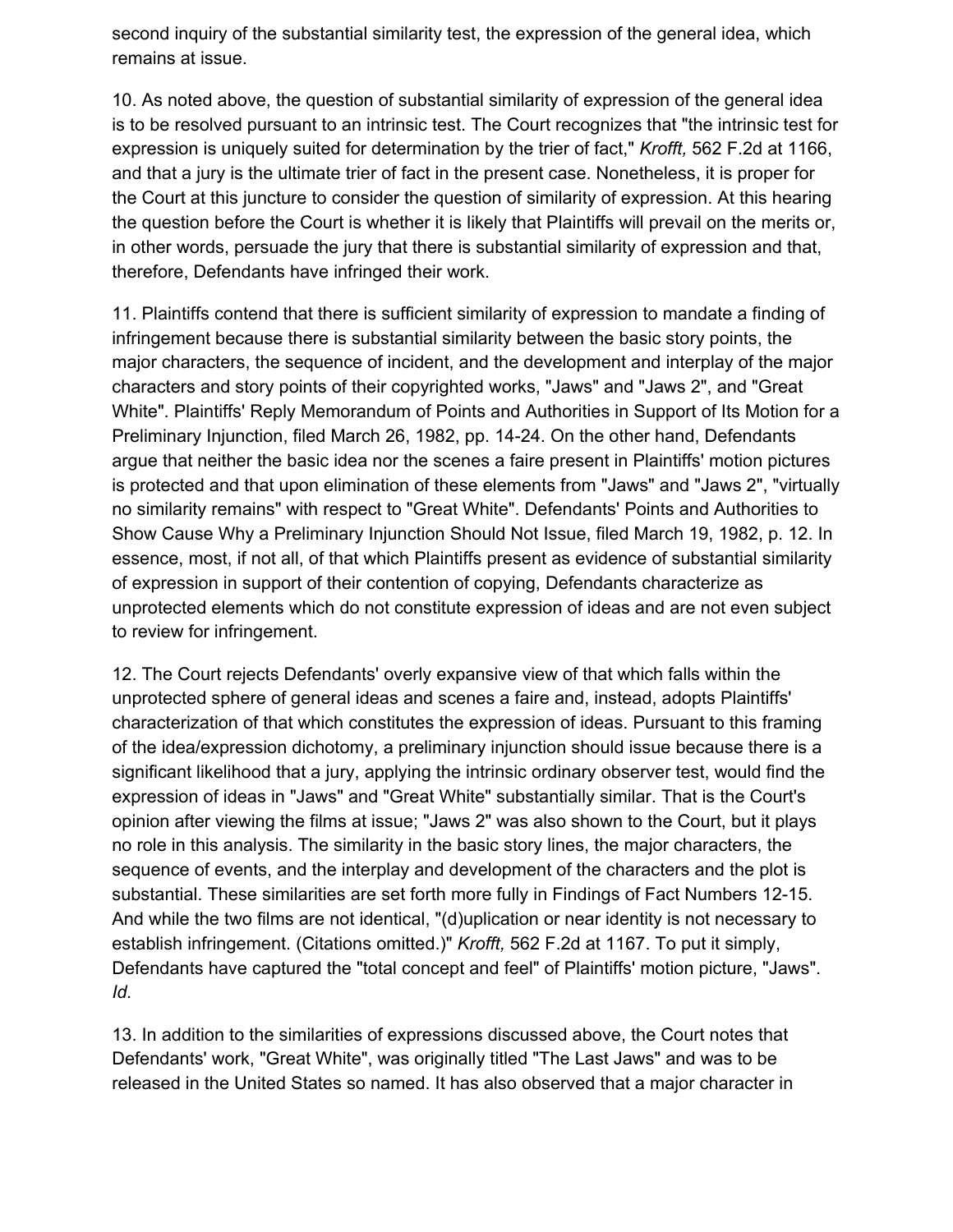second inquiry of the substantial similarity test, the expression of the general idea, which remains at issue.

10. As noted above, the question of substantial similarity of expression of the general idea is to be resolved pursuant to an intrinsic test. The Court recognizes that "the intrinsic test for expression is uniquely suited for determination by the trier of fact," *Krofft,* 562 F.2d at 1166, and that a jury is the ultimate trier of fact in the present case. Nonetheless, it is proper for the Court at this juncture to consider the question of similarity of expression. At this hearing the question before the Court is whether it is likely that Plaintiffs will prevail on the merits or, in other words, persuade the jury that there is substantial similarity of expression and that, therefore, Defendants have infringed their work.

11. Plaintiffs contend that there is sufficient similarity of expression to mandate a finding of infringement because there is substantial similarity between the basic story points, the major characters, the sequence of incident, and the development and interplay of the major characters and story points of their copyrighted works, "Jaws" and "Jaws 2", and "Great White". Plaintiffs' Reply Memorandum of Points and Authorities in Support of Its Motion for a Preliminary Injunction, filed March 26, 1982, pp. 14-24. On the other hand, Defendants argue that neither the basic idea nor the scenes a faire present in Plaintiffs' motion pictures is protected and that upon elimination of these elements from "Jaws" and "Jaws 2", "virtually no similarity remains" with respect to "Great White". Defendants' Points and Authorities to Show Cause Why a Preliminary Injunction Should Not Issue, filed March 19, 1982, p. 12. In essence, most, if not all, of that which Plaintiffs present as evidence of substantial similarity of expression in support of their contention of copying, Defendants characterize as unprotected elements which do not constitute expression of ideas and are not even subject to review for infringement.

12. The Court rejects Defendants' overly expansive view of that which falls within the unprotected sphere of general ideas and scenes a faire and, instead, adopts Plaintiffs' characterization of that which constitutes the expression of ideas. Pursuant to this framing of the idea/expression dichotomy, a preliminary injunction should issue because there is a significant likelihood that a jury, applying the intrinsic ordinary observer test, would find the expression of ideas in "Jaws" and "Great White" substantially similar. That is the Court's opinion after viewing the films at issue; "Jaws 2" was also shown to the Court, but it plays no role in this analysis. The similarity in the basic story lines, the major characters, the sequence of events, and the interplay and development of the characters and the plot is substantial. These similarities are set forth more fully in Findings of Fact Numbers 12-15. And while the two films are not identical, "(d)uplication or near identity is not necessary to establish infringement. (Citations omitted.)" *Krofft,* 562 F.2d at 1167. To put it simply, Defendants have captured the "total concept and feel" of Plaintiffs' motion picture, "Jaws". *Id.*

13. In addition to the similarities of expressions discussed above, the Court notes that Defendants' work, "Great White", was originally titled "The Last Jaws" and was to be released in the United States so named. It has also observed that a major character in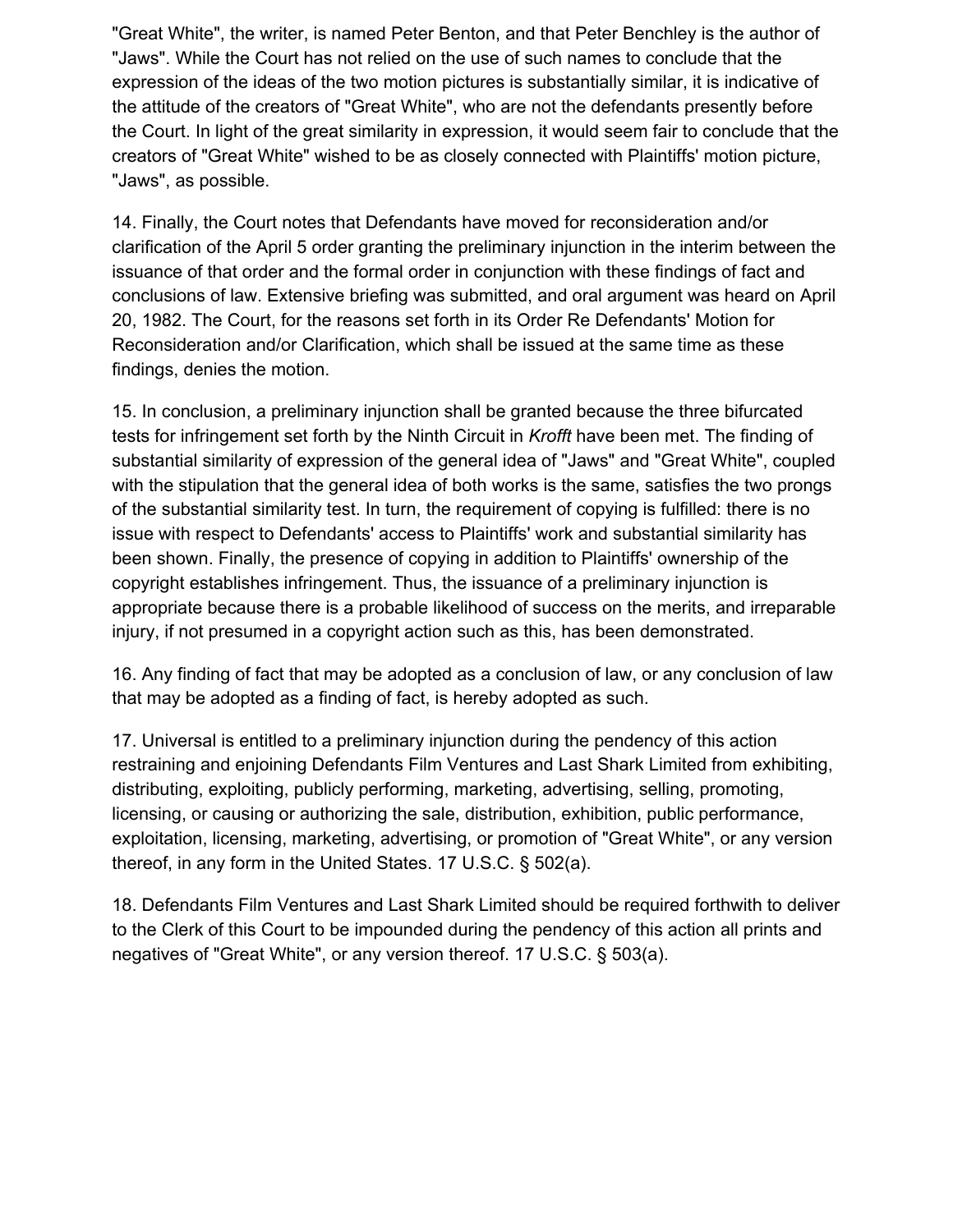"Great White", the writer, is named Peter Benton, and that Peter Benchley is the author of "Jaws". While the Court has not relied on the use of such names to conclude that the expression of the ideas of the two motion pictures is substantially similar, it is indicative of the attitude of the creators of "Great White", who are not the defendants presently before the Court. In light of the great similarity in expression, it would seem fair to conclude that the creators of "Great White" wished to be as closely connected with Plaintiffs' motion picture, "Jaws", as possible.

14. Finally, the Court notes that Defendants have moved for reconsideration and/or clarification of the April 5 order granting the preliminary injunction in the interim between the issuance of that order and the formal order in conjunction with these findings of fact and conclusions of law. Extensive briefing was submitted, and oral argument was heard on April 20, 1982. The Court, for the reasons set forth in its Order Re Defendants' Motion for Reconsideration and/or Clarification, which shall be issued at the same time as these findings, denies the motion.

15. In conclusion, a preliminary injunction shall be granted because the three bifurcated tests for infringement set forth by the Ninth Circuit in *Krofft* have been met. The finding of substantial similarity of expression of the general idea of "Jaws" and "Great White", coupled with the stipulation that the general idea of both works is the same, satisfies the two prongs of the substantial similarity test. In turn, the requirement of copying is fulfilled: there is no issue with respect to Defendants' access to Plaintiffs' work and substantial similarity has been shown. Finally, the presence of copying in addition to Plaintiffs' ownership of the copyright establishes infringement. Thus, the issuance of a preliminary injunction is appropriate because there is a probable likelihood of success on the merits, and irreparable injury, if not presumed in a copyright action such as this, has been demonstrated.

16. Any finding of fact that may be adopted as a conclusion of law, or any conclusion of law that may be adopted as a finding of fact, is hereby adopted as such.

17. Universal is entitled to a preliminary injunction during the pendency of this action restraining and enjoining Defendants Film Ventures and Last Shark Limited from exhibiting, distributing, exploiting, publicly performing, marketing, advertising, selling, promoting, licensing, or causing or authorizing the sale, distribution, exhibition, public performance, exploitation, licensing, marketing, advertising, or promotion of "Great White", or any version thereof, in any form in the United States. 17 U.S.C. § 502(a).

18. Defendants Film Ventures and Last Shark Limited should be required forthwith to deliver to the Clerk of this Court to be impounded during the pendency of this action all prints and negatives of "Great White", or any version thereof. 17 U.S.C. § 503(a).